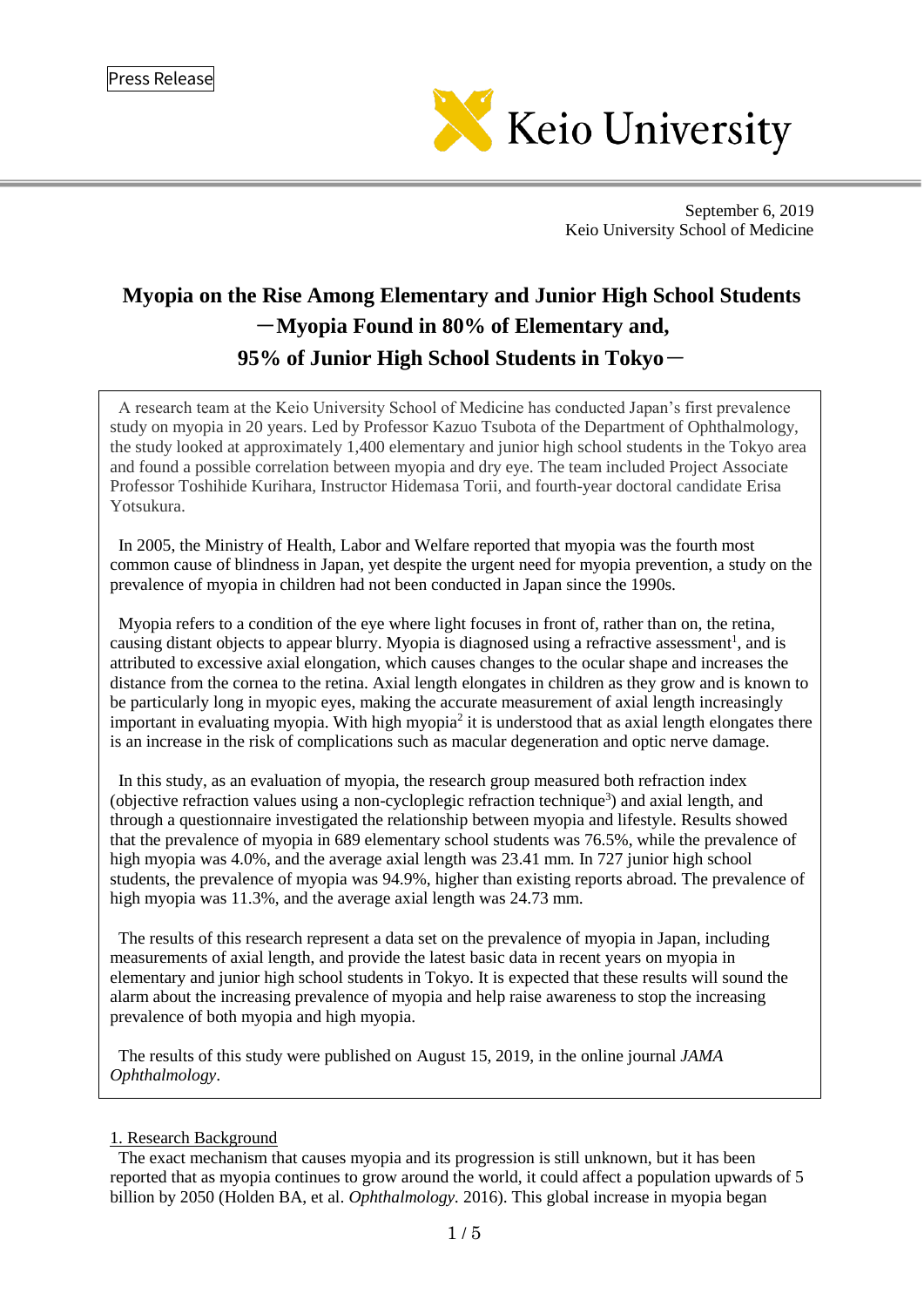Press Release

Keio University

September 6, 2019
Keio University School of Medicine

# Myopia on the Rise Among Elementary and Junior High School Students
## ―Myopia Found in 80% of Elementary and, 95% of Junior High School Students in Tokyo―

A research team at the Keio University School of Medicine has conducted Japan's first prevalence study on myopia in 20 years. Led by Professor Kazuo Tsubota of the Department of Ophthalmology, the study looked at approximately 1,400 elementary and junior high school students in the Tokyo area and found a possible correlation between myopia and dry eye. The team included Project Associate Professor Toshihide Kurihara, Instructor Hidemasa Torii, and fourth-year doctoral candidate Erisa Yotsukura.

In 2005, the Ministry of Health, Labor and Welfare reported that myopia was the fourth most common cause of blindness in Japan, yet despite the urgent need for myopia prevention, a study on the prevalence of myopia in children had not been conducted in Japan since the 1990s.

Myopia refers to a condition of the eye where light focuses in front of, rather than on, the retina, causing distant objects to appear blurry. Myopia is diagnosed using a refractive assessment[1], and is attributed to excessive axial elongation, which causes changes to the ocular shape and increases the distance from the cornea to the retina. Axial length elongates in children as they grow and is known to be particularly long in myopic eyes, making the accurate measurement of axial length increasingly important in evaluating myopia. With high myopia[2] it is understood that as axial length elongates there is an increase in the risk of complications such as macular degeneration and optic nerve damage.

In this study, as an evaluation of myopia, the research group measured both refraction index (objective refraction values using a non-cycloplegic refraction technique[3]) and axial length, and through a questionnaire investigated the relationship between myopia and lifestyle. Results showed that the prevalence of myopia in 689 elementary school students was 76.5%, while the prevalence of high myopia was 4.0%, and the average axial length was 23.41 mm. In 727 junior high school students, the prevalence of myopia was 94.9%, higher than existing reports abroad. The prevalence of high myopia was 11.3%, and the average axial length was 24.73 mm.

The results of this research represent a data set on the prevalence of myopia in Japan, including measurements of axial length, and provide the latest basic data in recent years on myopia in elementary and junior high school students in Tokyo. It is expected that these results will sound the alarm about the increasing prevalence of myopia and help raise awareness to stop the increasing prevalence of both myopia and high myopia.

The results of this study were published on August 15, 2019, in the online journal *JAMA Ophthalmology*.

## 1. Research Background

The exact mechanism that causes myopia and its progression is still unknown, but it has been reported that as myopia continues to grow around the world, it could affect a population upwards of 5 billion by 2050 (Holden BA, et al. *Ophthalmology.* 2016). This global increase in myopia began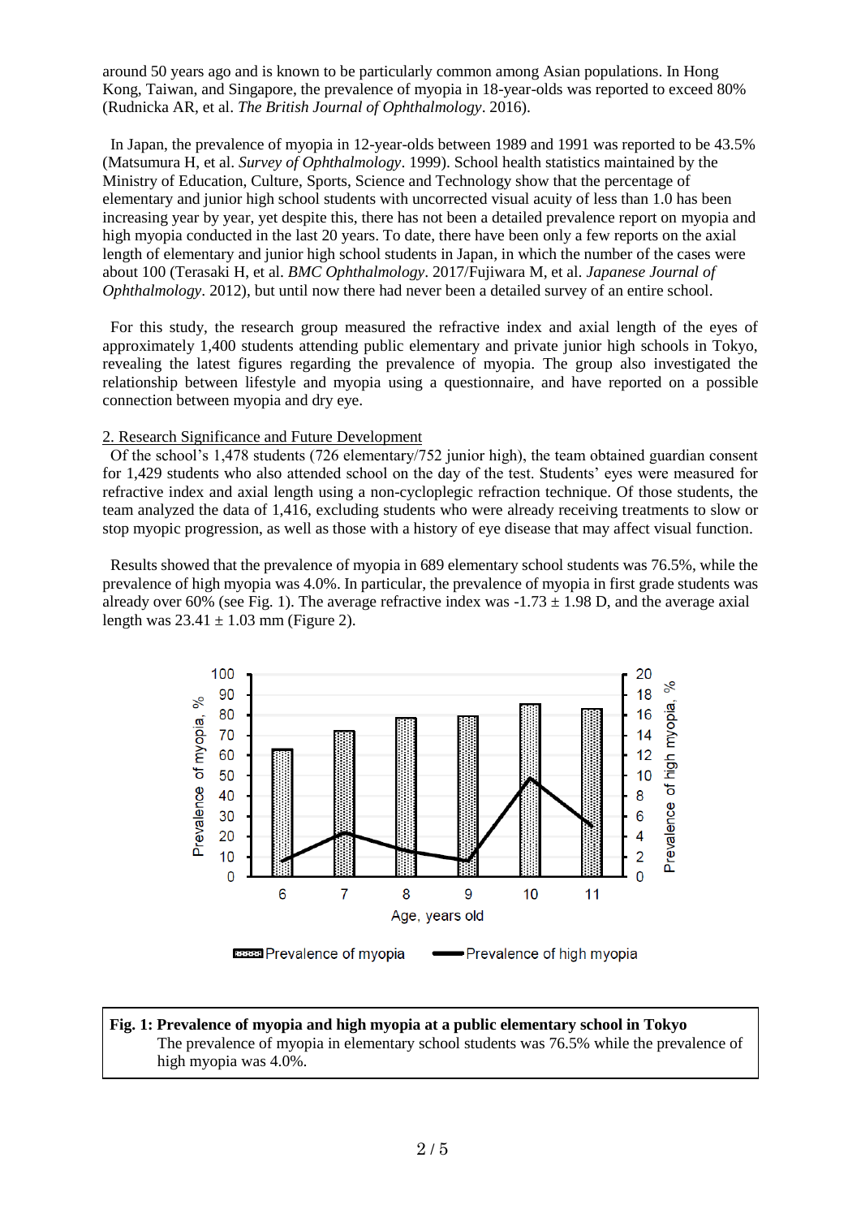around 50 years ago and is known to be particularly common among Asian populations. In Hong Kong, Taiwan, and Singapore, the prevalence of myopia in 18-year-olds was reported to exceed 80% (Rudnicka AR, et al. *The British Journal of Ophthalmology*. 2016).

In Japan, the prevalence of myopia in 12-year-olds between 1989 and 1991 was reported to be 43.5% (Matsumura H, et al. *Survey of Ophthalmology*. 1999). School health statistics maintained by the Ministry of Education, Culture, Sports, Science and Technology show that the percentage of elementary and junior high school students with uncorrected visual acuity of less than 1.0 has been increasing year by year, yet despite this, there has not been a detailed prevalence report on myopia and high myopia conducted in the last 20 years. To date, there have been only a few reports on the axial length of elementary and junior high school students in Japan, in which the number of the cases were about 100 (Terasaki H, et al. *BMC Ophthalmology*. 2017/Fujiwara M, et al. *Japanese Journal of Ophthalmology*. 2012), but until now there had never been a detailed survey of an entire school.

For this study, the research group measured the refractive index and axial length of the eyes of approximately 1,400 students attending public elementary and private junior high schools in Tokyo, revealing the latest figures regarding the prevalence of myopia. The group also investigated the relationship between lifestyle and myopia using a questionnaire, and have reported on a possible connection between myopia and dry eye.

## 2. Research Significance and Future Development

Of the school's 1,478 students (726 elementary/752 junior high), the team obtained guardian consent for 1,429 students who also attended school on the day of the test. Students' eyes were measured for refractive index and axial length using a non-cycloplegic refraction technique. Of those students, the team analyzed the data of 1,416, excluding students who were already receiving treatments to slow or stop myopic progression, as well as those with a history of eye disease that may affect visual function.

Results showed that the prevalence of myopia in 689 elementary school students was 76.5%, while the prevalence of high myopia was 4.0%. In particular, the prevalence of myopia in first grade students was already over 60% (see Fig. 1). The average refractive index was $-1.73 \pm 1.98$ D, and the average axial length was $23.41 \pm 1.03$ mm (Figure 2).

**Fig. 1: Prevalence of myopia and high myopia at a public elementary school in Tokyo**
The prevalence of myopia in elementary school students was 76.5% while the prevalence of high myopia was 4.0%.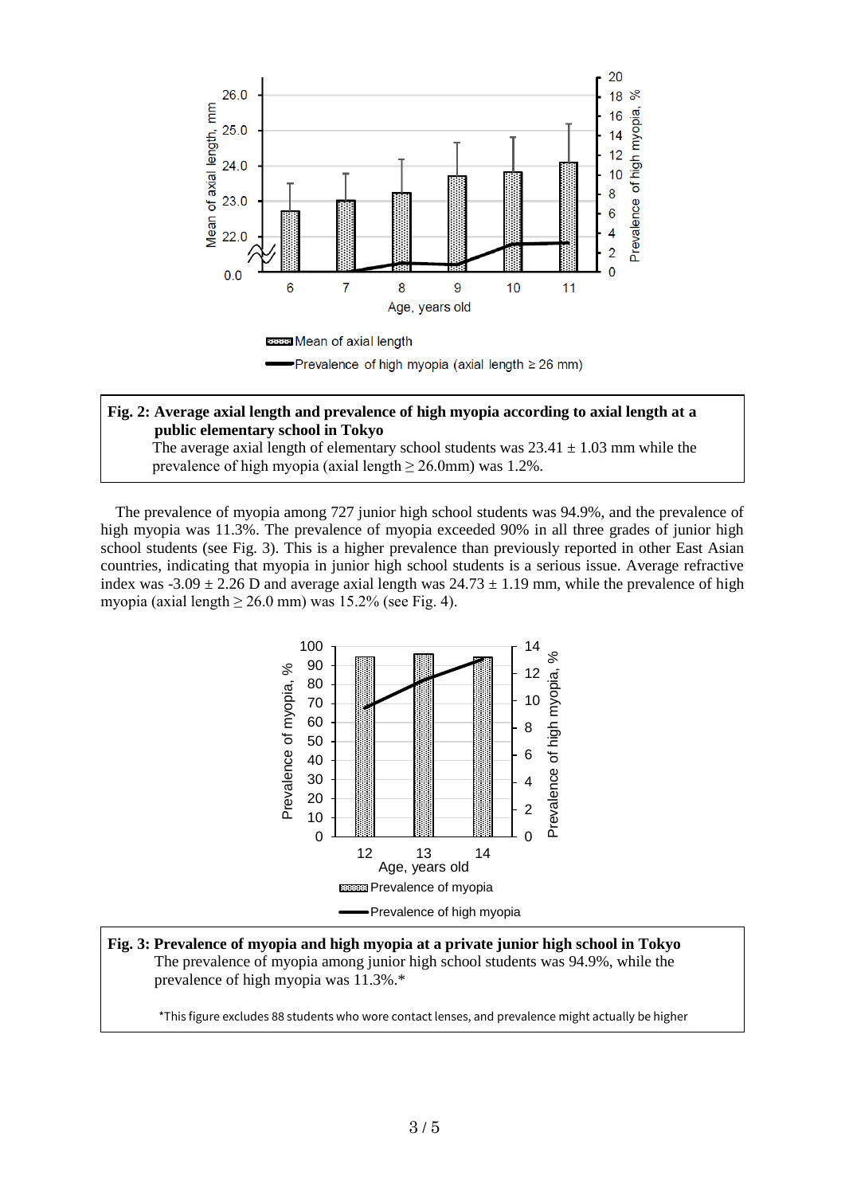**Fig. 2: Average axial length and prevalence of high myopia according to axial length at a public elementary school in Tokyo**

The average axial length of elementary school students was 23.41 ± 1.03 mm while the prevalence of high myopia (axial length ≥ 26.0mm) was 1.2%.

The prevalence of myopia among 727 junior high school students was 94.9%, and the prevalence of high myopia was 11.3%. The prevalence of myopia exceeded 90% in all three grades of junior high school students (see Fig. 3). This is a higher prevalence than previously reported in other East Asian countries, indicating that myopia in junior high school students is a serious issue. Average refractive index was -3.09 ± 2.26 D and average axial length was 24.73 ± 1.19 mm, while the prevalence of high myopia (axial length ≥ 26.0 mm) was 15.2% (see Fig. 4).

**Fig. 3: Prevalence of myopia and high myopia at a private junior high school in Tokyo**

The prevalence of myopia among junior high school students was 94.9%, while the prevalence of high myopia was 11.3%.*

*This figure excludes 88 students who wore contact lenses, and prevalence might actually be higher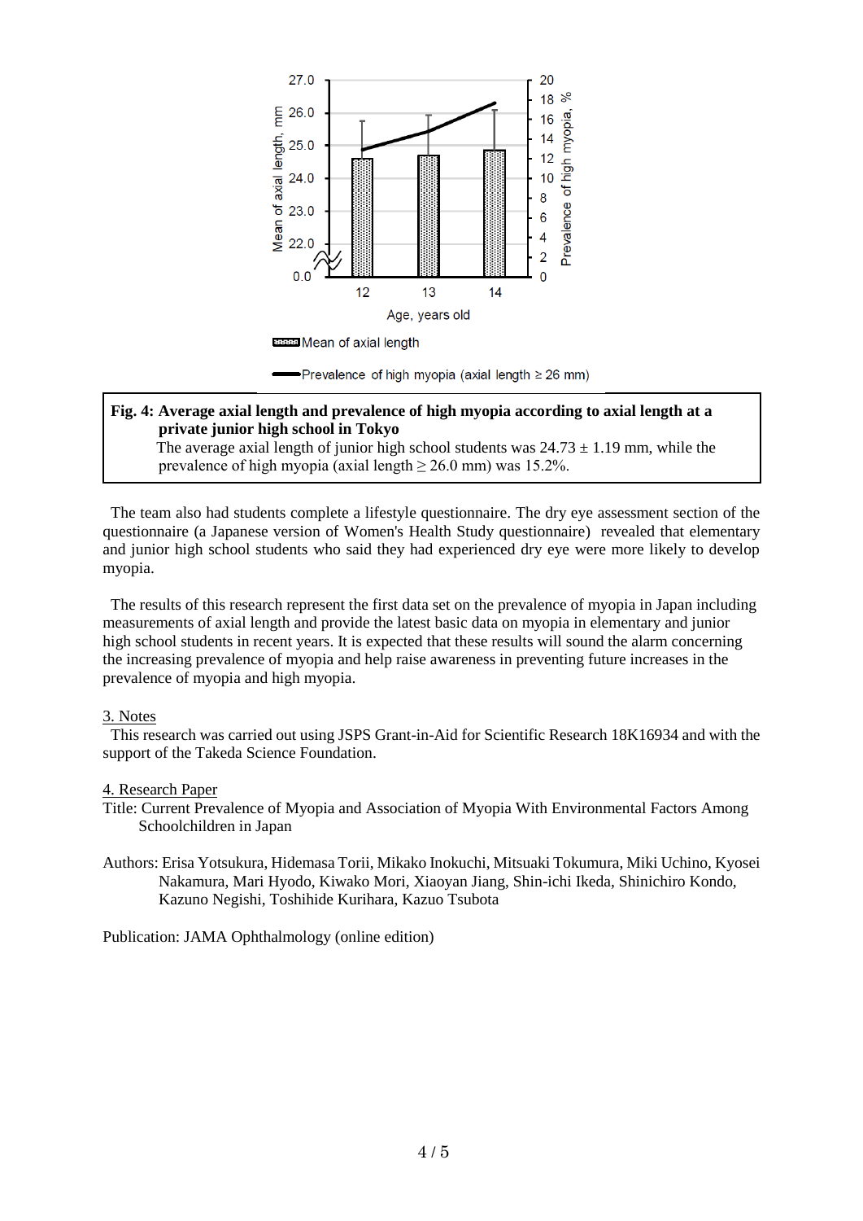**Fig. 4: Average axial length and prevalence of high myopia according to axial length at a private junior high school in Tokyo**

The average axial length of junior high school students was 24.73 ± 1.19 mm, while the prevalence of high myopia (axial length ≥ 26.0 mm) was 15.2%.

The team also had students complete a lifestyle questionnaire. The dry eye assessment section of the questionnaire (a Japanese version of Women's Health Study questionnaire) revealed that elementary and junior high school students who said they had experienced dry eye were more likely to develop myopia.

The results of this research represent the first data set on the prevalence of myopia in Japan including measurements of axial length and provide the latest basic data on myopia in elementary and junior high school students in recent years. It is expected that these results will sound the alarm concerning the increasing prevalence of myopia and help raise awareness in preventing future increases in the prevalence of myopia and high myopia.

## 3. Notes

This research was carried out using JSPS Grant-in-Aid for Scientific Research 18K16934 and with the support of the Takeda Science Foundation.

## 4. Research Paper

Title: Current Prevalence of Myopia and Association of Myopia With Environmental Factors Among Schoolchildren in Japan

Authors: Erisa Yotsukura, Hidemasa Torii, Mikako Inokuchi, Mitsuaki Tokumura, Miki Uchino, Kyosei Nakamura, Mari Hyodo, Kiwako Mori, Xiaoyan Jiang, Shin-ichi Ikeda, Shinichiro Kondo, Kazuno Negishi, Toshihide Kurihara, Kazuo Tsubota

Publication: JAMA Ophthalmology (online edition)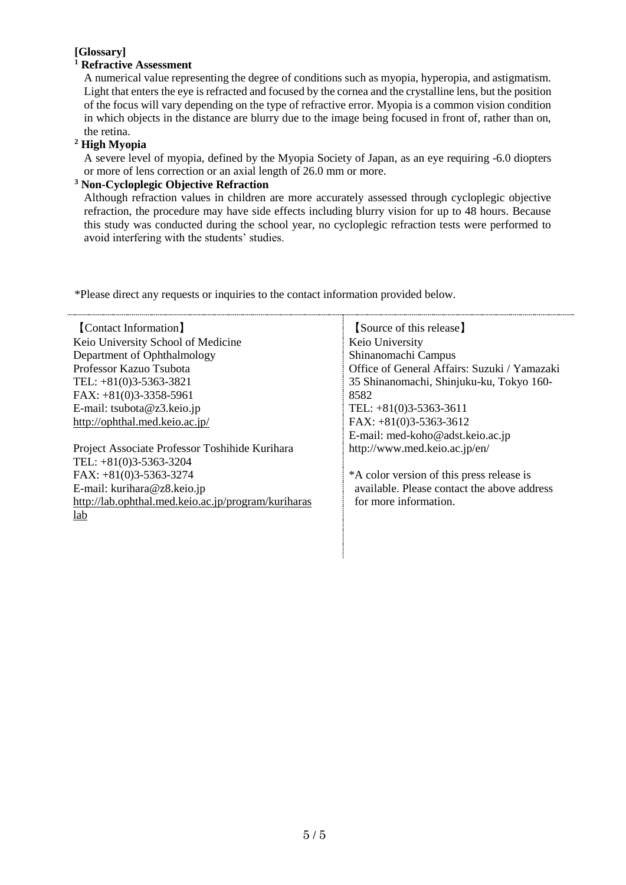**[Glossary]**

**[1] Refractive Assessment**

A numerical value representing the degree of conditions such as myopia, hyperopia, and astigmatism. Light that enters the eye is refracted and focused by the cornea and the crystalline lens, but the position of the focus will vary depending on the type of refractive error. Myopia is a common vision condition in which objects in the distance are blurry due to the image being focused in front of, rather than on, the retina.

**[2] High Myopia**

A severe level of myopia, defined by the Myopia Society of Japan, as an eye requiring -6.0 diopters or more of lens correction or an axial length of 26.0 mm or more.

**[3] Non-Cycloplegic Objective Refraction**

Although refraction values in children are more accurately assessed through cycloplegic objective refraction, the procedure may have side effects including blurry vision for up to 48 hours. Because this study was conducted during the school year, no cycloplegic refraction tests were performed to avoid interfering with the students' studies.

*Please direct any requests or inquiries to the contact information provided below.

【Contact Information】
Keio University School of Medicine
Department of Ophthalmology
Professor Kazuo Tsubota
TEL: +81(0)3-5363-3821
FAX: +81(0)3-3358-5961
E-mail: tsubota@z3.keio.jp
http://ophthal.med.keio.ac.jp/

Project Associate Professor Toshihide Kurihara
TEL: +81(0)3-5363-3204
FAX: +81(0)3-5363-3274
E-mail: kurihara@z8.keio.jp
http://lab.ophthal.med.keio.ac.jp/program/kuriharaslab

【Source of this release】
Keio University
Shinanomachi Campus
Office of General Affairs: Suzuki / Yamazaki
35 Shinanomachi, Shinjuku-ku, Tokyo 160-8582
TEL: +81(0)3-5363-3611
FAX: +81(0)3-5363-3612
E-mail: med-koho@adst.keio.ac.jp
http://www.med.keio.ac.jp/en/

*A color version of this press release is available. Please contact the above address for more information.